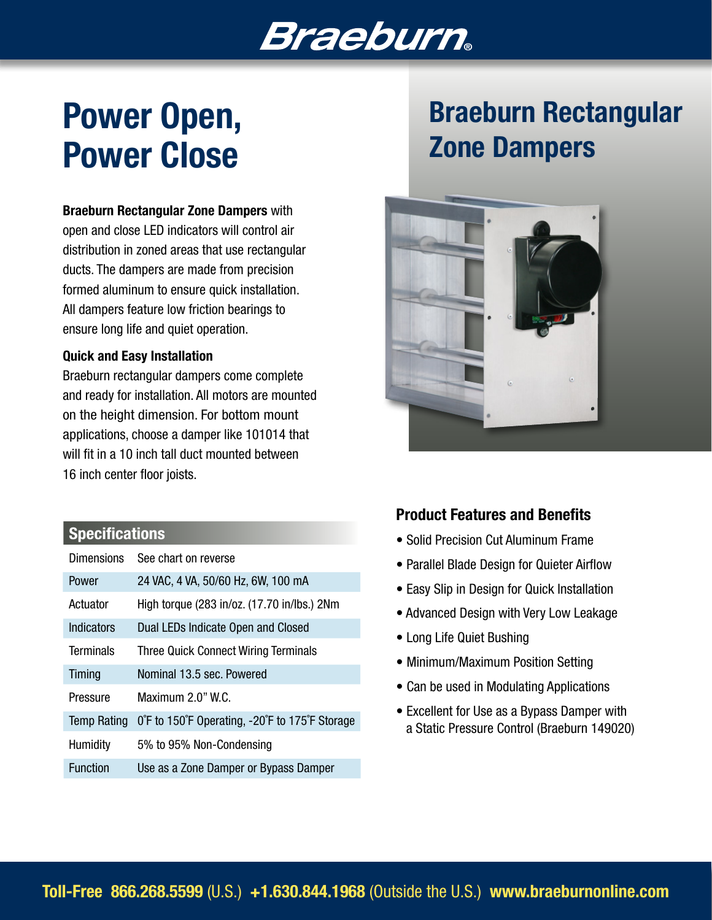# Braeburn®

# Power Open, Power Close

# Braeburn Rectangular Zone Dampers

**Braeburn Rectangular Zone Dampers** with open and close LED indicators will control air distribution in zoned areas that use rectangular ducts. The dampers are made from precision formed aluminum to ensure quick installation. All dampers feature low friction bearings to ensure long life and quiet operation.

### Quick and Easy Installation

Braeburn rectangular dampers come complete and ready for installation. All motors are mounted on the height dimension. For bottom mount applications, choose a damper like 101014 that will fit in a 10 inch tall duct mounted between 16 inch center floor joists.

## Specifications

| | |
|---|---|
| Dimensions | See chart on reverse |
| Power | 24 VAC, 4 VA, 50/60 Hz, 6W, 100 mA |
| Actuator | High torque (283 in/oz. (17.70 in/lbs.) 2Nm |
| Indicators | Dual LEDs Indicate Open and Closed |
| Terminals | Three Quick Connect Wiring Terminals |
| Timing | Nominal 13.5 sec. Powered |
| Pressure | Maximum 2.0" W.C. |
| Temp Rating | 0˚F to 150˚F Operating, -20˚F to 175˚F Storage |
| Humidity | 5% to 95% Non-Condensing |
| Function | Use as a Zone Damper or Bypass Damper |

### Product Features and Benefits

- Solid Precision Cut Aluminum Frame
- Parallel Blade Design for Quieter Airflow
- Easy Slip in Design for Quick Installation
- Advanced Design with Very Low Leakage
- Long Life Quiet Bushing
- Minimum/Maximum Position Setting
- Can be used in Modulating Applications
- Excellent for Use as a Bypass Damper with a Static Pressure Control (Braeburn 149020)

**Toll-Free 866.268.5599** (U.S.) **+1.630.844.1968** (Outside the U.S.) **www.braeburnonline.com**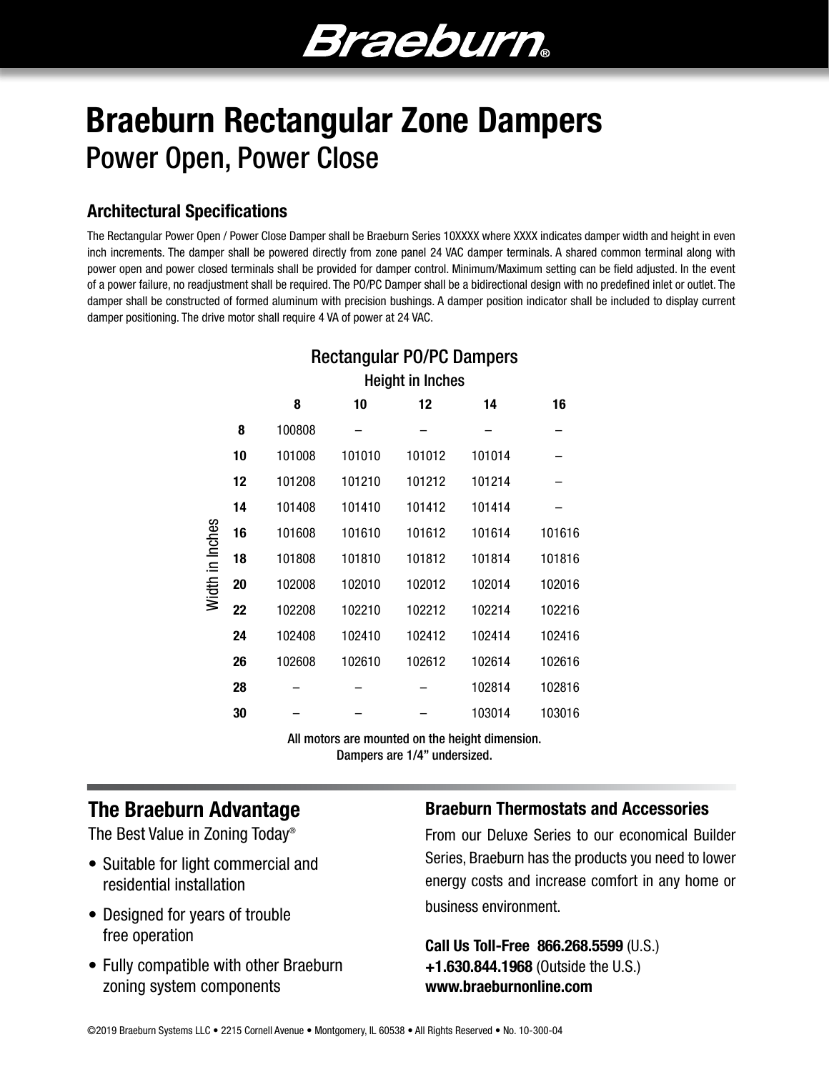# Braeburn Rectangular Zone Dampers

## Power Open, Power Close

### Architectural Specifications

The Rectangular Power Open / Power Close Damper shall be Braeburn Series 10XXXX where XXXX indicates damper width and height in even inch increments. The damper shall be powered directly from zone panel 24 VAC damper terminals. A shared common terminal along with power open and power closed terminals shall be provided for damper control. Minimum/Maximum setting can be field adjusted. In the event of a power failure, no readjustment shall be required. The PO/PC Damper shall be a bidirectional design with no predefined inlet or outlet. The damper shall be constructed of formed aluminum with precision bushings. A damper position indicator shall be included to display current damper positioning. The drive motor shall require 4 VA of power at 24 VAC.

Rectangular PO/PC Dampers

| Width in Inches | Height in Inches: 8 | 10 | 12 | 14 | 16 |
|---|---|---|---|---|---|
| 8 | 100808 | – | – | – | – |
| 10 | 101008 | 101010 | 101012 | 101014 | – |
| 12 | 101208 | 101210 | 101212 | 101214 | – |
| 14 | 101408 | 101410 | 101412 | 101414 | – |
| 16 | 101608 | 101610 | 101612 | 101614 | 101616 |
| 18 | 101808 | 101810 | 101812 | 101814 | 101816 |
| 20 | 102008 | 102010 | 102012 | 102014 | 102016 |
| 22 | 102208 | 102210 | 102212 | 102214 | 102216 |
| 24 | 102408 | 102410 | 102412 | 102414 | 102416 |
| 26 | 102608 | 102610 | 102612 | 102614 | 102616 |
| 28 | – | – | – | 102814 | 102816 |
| 30 | – | – | – | 103014 | 103016 |

**All motors are mounted on the height dimension.**
**Dampers are 1/4" undersized.**

### The Braeburn Advantage

The Best Value in Zoning Today®

- Suitable for light commercial and residential installation
- Designed for years of trouble free operation
- Fully compatible with other Braeburn zoning system components

### Braeburn Thermostats and Accessories

From our Deluxe Series to our economical Builder Series, Braeburn has the products you need to lower energy costs and increase comfort in any home or business environment.

**Call Us Toll-Free 866.268.5599** (U.S.)
**+1.630.844.1968** (Outside the U.S.)
**www.braeburnonline.com**

©2019 Braeburn Systems LLC • 2215 Cornell Avenue • Montgomery, IL 60538 • All Rights Reserved • No. 10-300-04